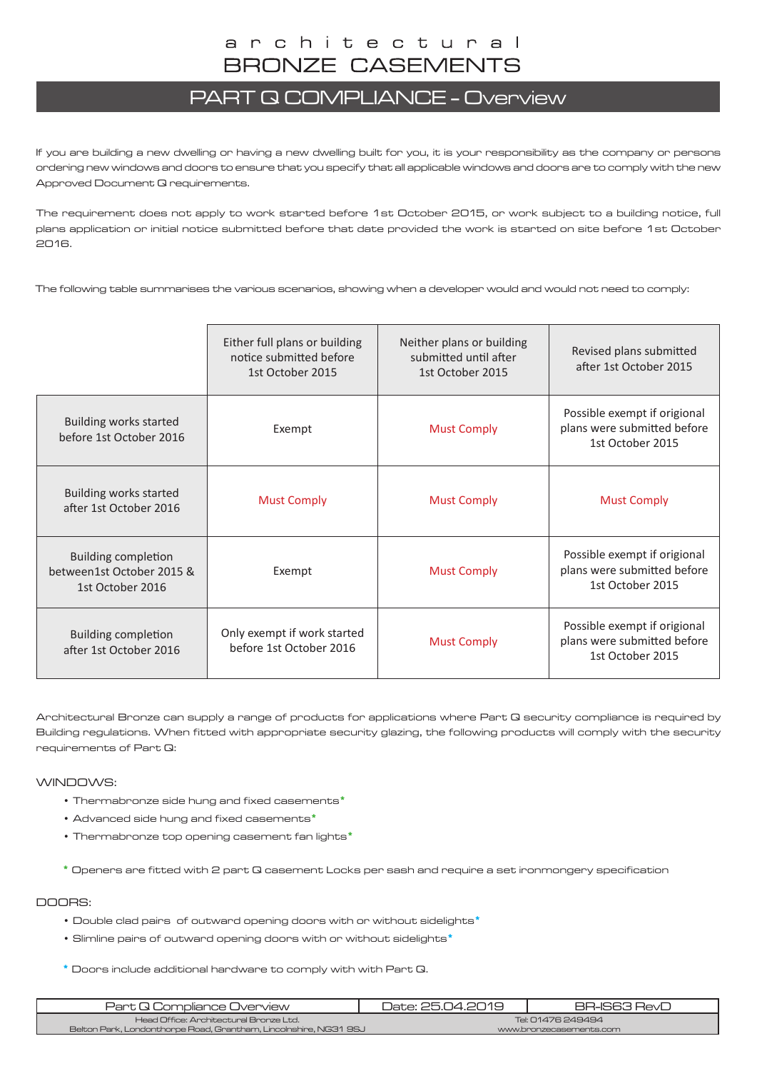# architectural BRONZE CASEMENTS

## PART Q COMPLIANCE - Overview

If you are building a new dwelling or having a new dwelling built for you, it is your responsibility as the company or persons ordering new windows and doors to ensure that you specify that all applicable windows and doors are to comply with the new Approved Document Q requirements.

The requirement does not apply to work started before 1st October 2015, or work subject to a building notice, full plans application or initial notice submitted before that date provided the work is started on site before 1st October 2016.

The following table summarises the various scenarios, showing when a developer would and would not need to comply:

| | Either full plans or building notice submitted before 1st October 2015 | Neither plans or building submitted until after 1st October 2015 | Revised plans submitted after 1st October 2015 |
|---|---|---|---|
| Building works started before 1st October 2016 | Exempt | Must Comply | Possible exempt if origional plans were submitted before 1st October 2015 |
| Building works started after 1st October 2016 | Must Comply | Must Comply | Must Comply |
| Building completion between1st October 2015 & 1st October 2016 | Exempt | Must Comply | Possible exempt if origional plans were submitted before 1st October 2015 |
| Building completion after 1st October 2016 | Only exempt if work started before 1st October 2016 | Must Comply | Possible exempt if origional plans were submitted before 1st October 2015 |

Architectural Bronze can supply a range of products for applications where Part Q security compliance is required by Building regulations. When fitted with appropriate security glazing, the following products will comply with the security requirements of Part Q:

### WINDOWS:

- Thermabronze side hung and fixed casements*
- Advanced side hung and fixed casements*
- Thermabronze top opening casement fan lights*

\* Openers are fitted with 2 part Q casement Locks per sash and require a set ironmongery specification

### DOORS:

- Double clad pairs of outward opening doors with or without sidelights*
- Slimline pairs of outward opening doors with or without sidelights*

\* Doors include additional hardware to comply with with Part Q.

| Part Q Compliance Overview | Date: 25.04.2019 | BR-IS63 RevD |
|---|---|---|
| Head Office: Architectural Bronze Ltd. Belton Park, Londonthorpe Road, Grantham, Lincolnshire, NG31 9SJ | Tel: 01476 249494 www.bronzecasements.com | |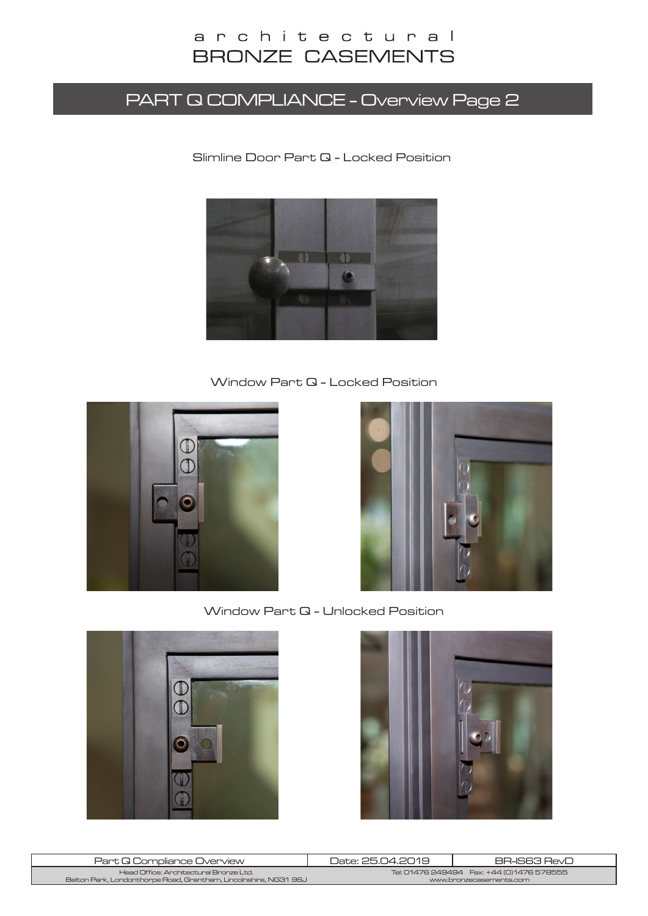architectural
BRONZE CASEMENTS

# PART Q COMPLIANCE - Overview Page 2

Slimline Door Part Q - Locked Position

Window Part Q - Locked Position

Window Part Q - Unlocked Position

| Part Q Compliance Overview | Date: 25.04.2019 | BR-IS63 RevD |
| --- | --- | --- |
| Head Office: Architectural Bronze Ltd. Belton Park, Londonthorpe Road, Grantham, Lincolnshire, NG31 9SJ | Tel: 01476 249494 Fax: +44 (0)1476 578555 www.bronzecasements.com | |